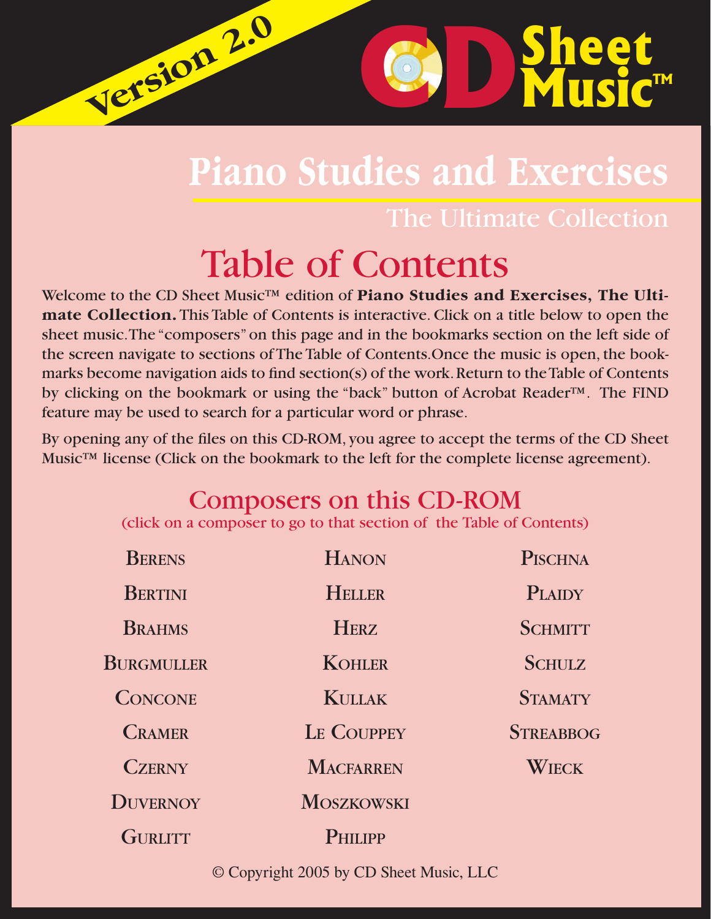Version 2.0

CD Sheet Music™

# Piano Studies and Exercises

## The Ultimate Collection

# Table of Contents

Welcome to the CD Sheet Music™ edition of **Piano Studies and Exercises, The Ultimate Collection.** This Table of Contents is interactive. Click on a title below to open the sheet music. The "composers" on this page and in the bookmarks section on the left side of the screen navigate to sections of The Table of Contents. Once the music is open, the bookmarks become navigation aids to find section(s) of the work. Return to the Table of Contents by clicking on the bookmark or using the "back" button of Acrobat Reader™. The FIND feature may be used to search for a particular word or phrase.

By opening any of the files on this CD-ROM, you agree to accept the terms of the CD Sheet Music™ license (Click on the bookmark to the left for the complete license agreement).

## Composers on this CD-ROM

(click on a composer to go to that section of the Table of Contents)

- Berens
- Bertini
- Brahms
- Burgmuller
- Concone
- Cramer
- Czerny
- Duvernoy
- Gurlitt
- Hanon
- Heller
- Herz
- Kohler
- Kullak
- Le Couppey
- Macfarren
- Moszkowski
- Philipp
- Pischna
- Plaidy
- Schmitt
- Schulz
- Stamaty
- Streabbog
- Wieck

© Copyright 2005 by CD Sheet Music, LLC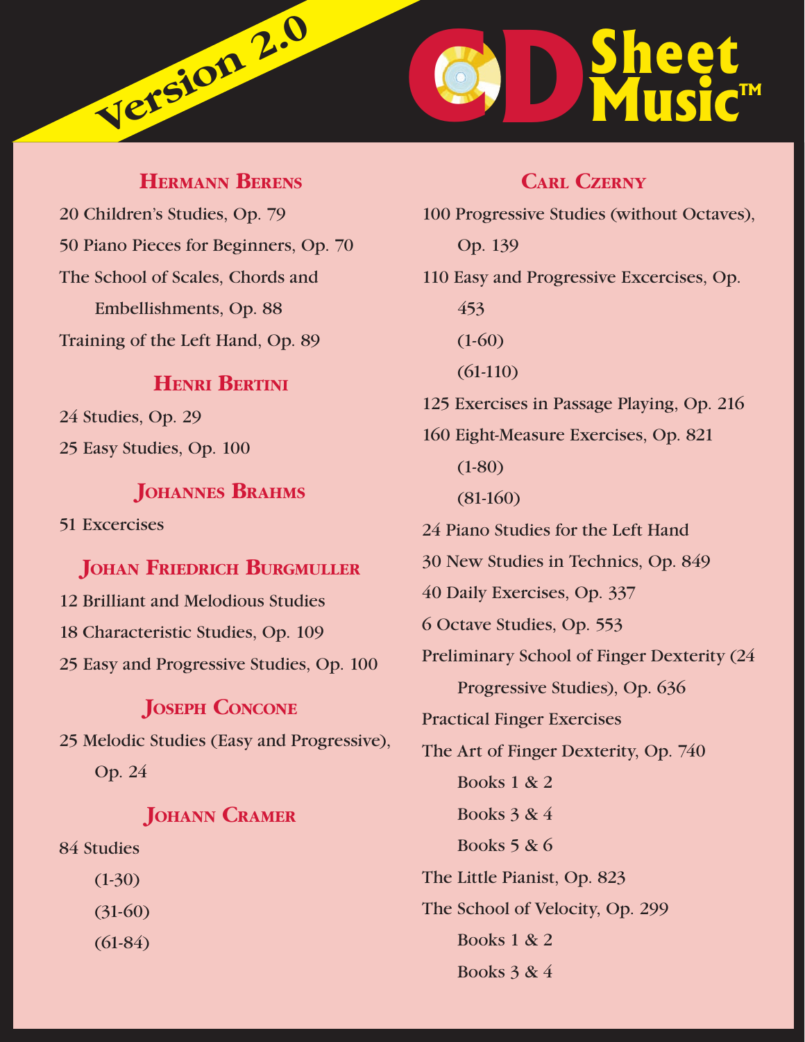Version 2.0

CD Sheet Music™

## Hermann Berens

20 Children's Studies, Op. 79

50 Piano Pieces for Beginners, Op. 70

The School of Scales, Chords and Embellishments, Op. 88

Training of the Left Hand, Op. 89

## Henri Bertini

24 Studies, Op. 29

25 Easy Studies, Op. 100

## Johannes Brahms

51 Excercises

## Johan Friedrich Burgmuller

12 Brilliant and Melodious Studies

18 Characteristic Studies, Op. 109

25 Easy and Progressive Studies, Op. 100

## Joseph Concone

25 Melodic Studies (Easy and Progressive), Op. 24

## Johann Cramer

84 Studies
- (1-30)
- (31-60)
- (61-84)

## Carl Czerny

100 Progressive Studies (without Octaves), Op. 139

110 Easy and Progressive Excercises, Op. 453
- (1-60)
- (61-110)

125 Exercises in Passage Playing, Op. 216

160 Eight-Measure Exercises, Op. 821
- (1-80)
- (81-160)

24 Piano Studies for the Left Hand

30 New Studies in Technics, Op. 849

40 Daily Exercises, Op. 337

6 Octave Studies, Op. 553

Preliminary School of Finger Dexterity (24 Progressive Studies), Op. 636

Practical Finger Exercises

The Art of Finger Dexterity, Op. 740
- Books 1 & 2
- Books 3 & 4
- Books 5 & 6

The Little Pianist, Op. 823

The School of Velocity, Op. 299
- Books 1 & 2
- Books 3 & 4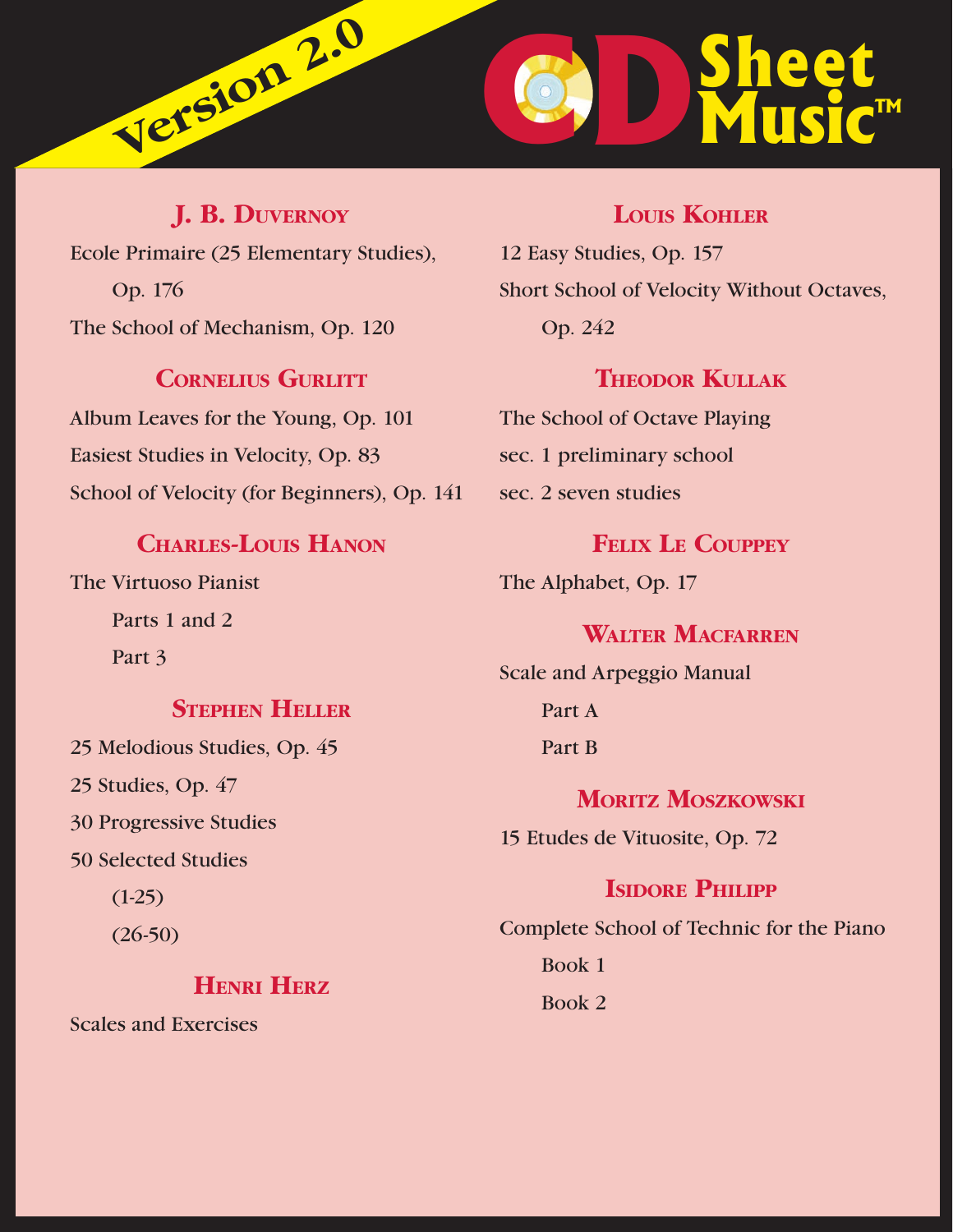Version 2.0

# CD Sheet Music™

## J. B. Duvernoy

Ecole Primaire (25 Elementary Studies), Op. 176

The School of Mechanism, Op. 120

## Cornelius Gurlitt

Album Leaves for the Young, Op. 101

Easiest Studies in Velocity, Op. 83

School of Velocity (for Beginners), Op. 141

## Charles-Louis Hanon

The Virtuoso Pianist

- Parts 1 and 2
- Part 3

## Stephen Heller

25 Melodious Studies, Op. 45

25 Studies, Op. 47

30 Progressive Studies

50 Selected Studies

- (1-25)
- (26-50)

## Henri Herz

Scales and Exercises

## Louis Kohler

12 Easy Studies, Op. 157

Short School of Velocity Without Octaves, Op. 242

## Theodor Kullak

The School of Octave Playing

sec. 1 preliminary school

sec. 2 seven studies

## Felix Le Couppey

The Alphabet, Op. 17

## Walter Macfarren

Scale and Arpeggio Manual

- Part A
- Part B

## Moritz Moszkowski

15 Etudes de Vituosite, Op. 72

## Isidore Philipp

Complete School of Technic for the Piano

- Book 1
- Book 2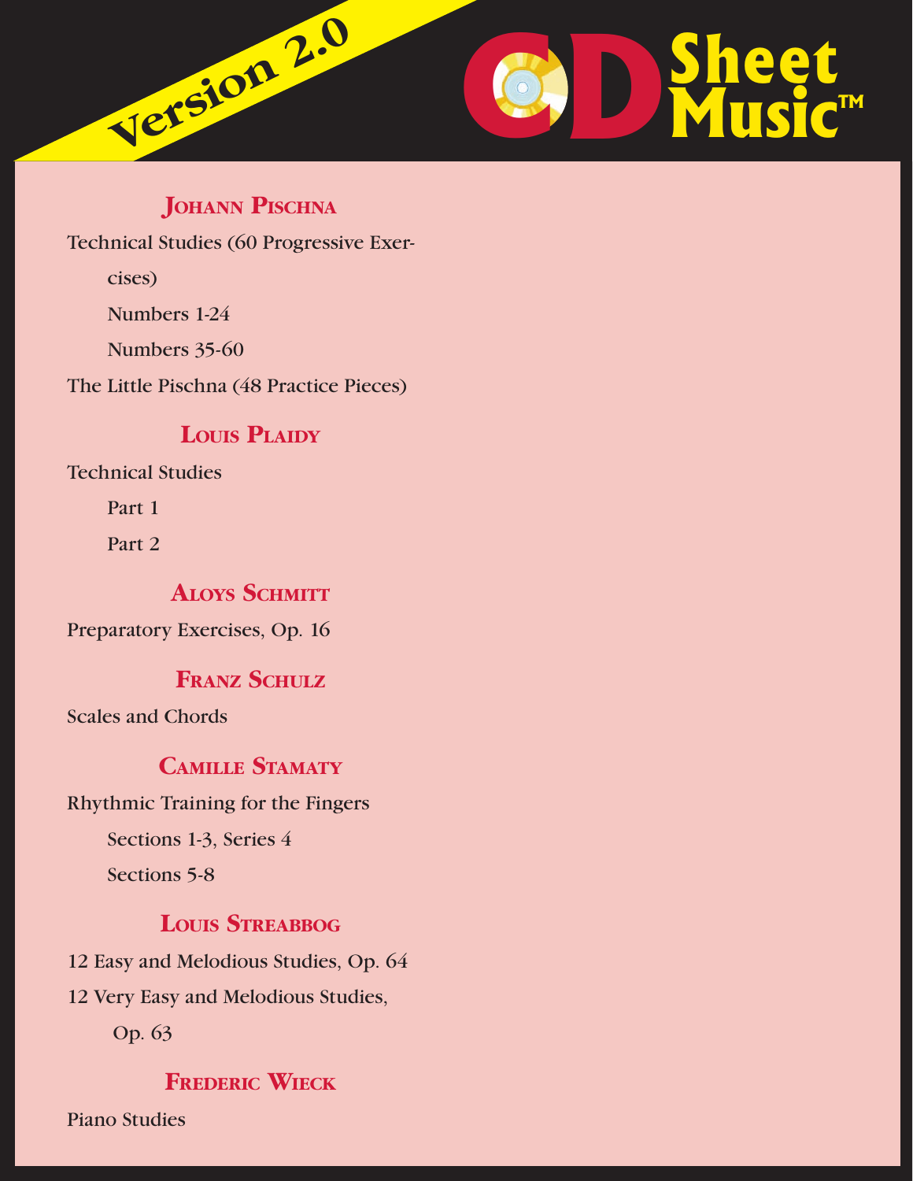## Johann Pischna

Technical Studies (60 Progressive Exercises)

- Numbers 1-24
- Numbers 35-60

The Little Pischna (48 Practice Pieces)

## Louis Plaidy

Technical Studies

- Part 1
- Part 2

## Aloys Schmitt

Preparatory Exercises, Op. 16

## Franz Schulz

Scales and Chords

## Camille Stamaty

Rhythmic Training for the Fingers

- Sections 1-3, Series 4
- Sections 5-8

## Louis Streabbog

12 Easy and Melodious Studies, Op. 64

12 Very Easy and Melodious Studies, Op. 63

## Frederic Wieck

Piano Studies